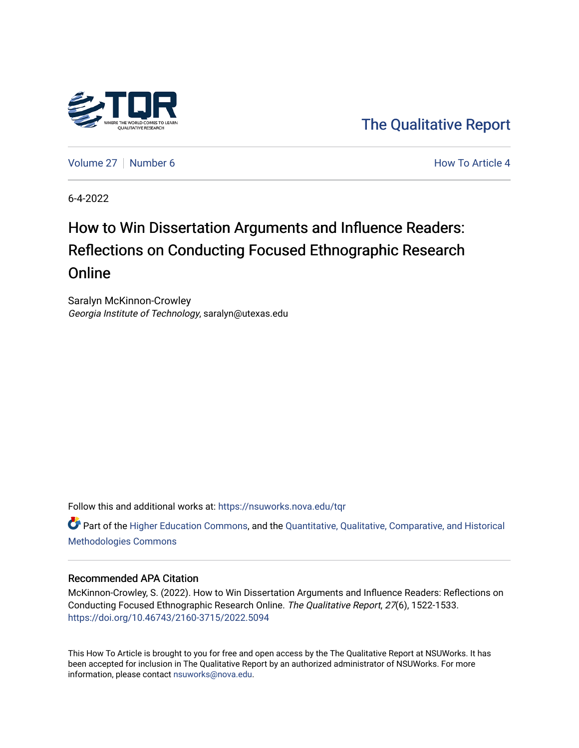The Qualitative Report

Volume 27 | Number 6 — How To Article 4

6-4-2022

# How to Win Dissertation Arguments and Influence Readers: Reflections on Conducting Focused Ethnographic Research Online

Saralyn McKinnon-Crowley
*Georgia Institute of Technology*, saralyn@utexas.edu

Follow this and additional works at: https://nsuworks.nova.edu/tqr

Part of the Higher Education Commons, and the Quantitative, Qualitative, Comparative, and Historical Methodologies Commons

## Recommended APA Citation

McKinnon-Crowley, S. (2022). How to Win Dissertation Arguments and Influence Readers: Reflections on Conducting Focused Ethnographic Research Online. *The Qualitative Report*, *27*(6), 1522-1533. https://doi.org/10.46743/2160-3715/2022.5094

This How To Article is brought to you for free and open access by the The Qualitative Report at NSUWorks. It has been accepted for inclusion in The Qualitative Report by an authorized administrator of NSUWorks. For more information, please contact nsuworks@nova.edu.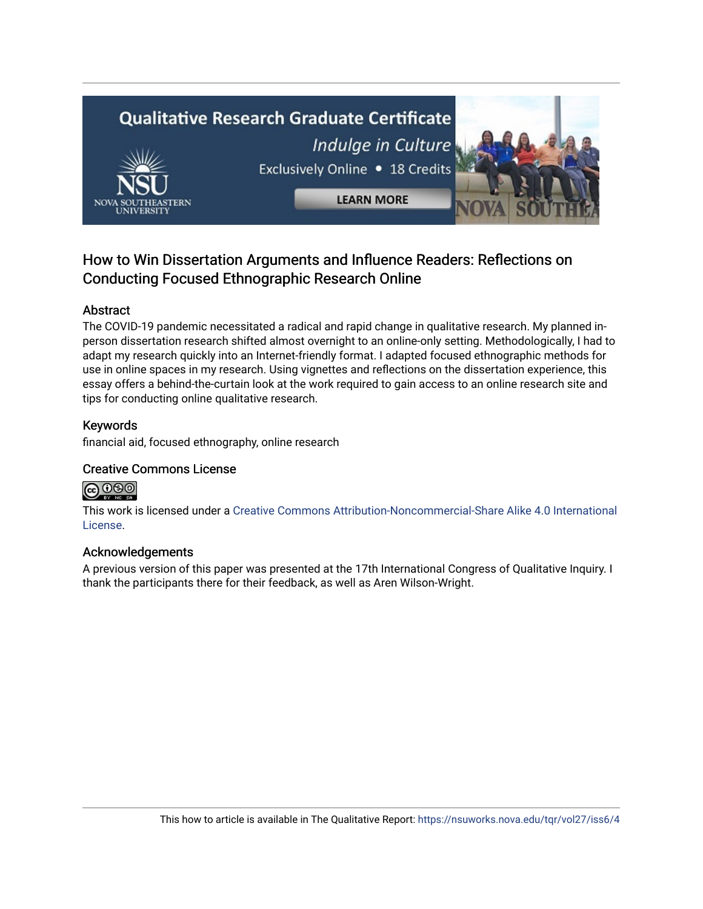## How to Win Dissertation Arguments and Influence Readers: Reflections on Conducting Focused Ethnographic Research Online

### Abstract

The COVID-19 pandemic necessitated a radical and rapid change in qualitative research. My planned in-person dissertation research shifted almost overnight to an online-only setting. Methodologically, I had to adapt my research quickly into an Internet-friendly format. I adapted focused ethnographic methods for use in online spaces in my research. Using vignettes and reflections on the dissertation experience, this essay offers a behind-the-curtain look at the work required to gain access to an online research site and tips for conducting online qualitative research.

### Keywords

financial aid, focused ethnography, online research

### Creative Commons License

This work is licensed under a Creative Commons Attribution-Noncommercial-Share Alike 4.0 International License.

### Acknowledgements

A previous version of this paper was presented at the 17th International Congress of Qualitative Inquiry. I thank the participants there for their feedback, as well as Aren Wilson-Wright.

This how to article is available in The Qualitative Report: https://nsuworks.nova.edu/tqr/vol27/iss6/4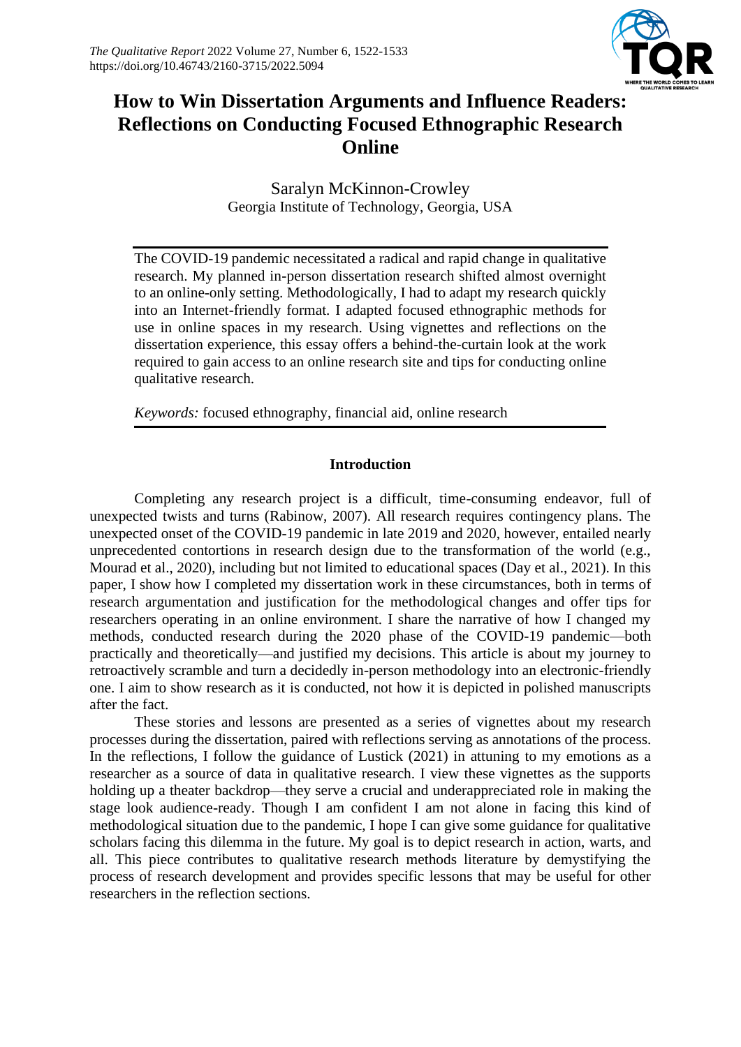# How to Win Dissertation Arguments and Influence Readers: Reflections on Conducting Focused Ethnographic Research Online

Saralyn McKinnon-Crowley
Georgia Institute of Technology, Georgia, USA

The COVID-19 pandemic necessitated a radical and rapid change in qualitative research. My planned in-person dissertation research shifted almost overnight to an online-only setting. Methodologically, I had to adapt my research quickly into an Internet-friendly format. I adapted focused ethnographic methods for use in online spaces in my research. Using vignettes and reflections on the dissertation experience, this essay offers a behind-the-curtain look at the work required to gain access to an online research site and tips for conducting online qualitative research.

*Keywords:* focused ethnography, financial aid, online research

## Introduction

Completing any research project is a difficult, time-consuming endeavor, full of unexpected twists and turns (Rabinow, 2007). All research requires contingency plans. The unexpected onset of the COVID-19 pandemic in late 2019 and 2020, however, entailed nearly unprecedented contortions in research design due to the transformation of the world (e.g., Mourad et al., 2020), including but not limited to educational spaces (Day et al., 2021). In this paper, I show how I completed my dissertation work in these circumstances, both in terms of research argumentation and justification for the methodological changes and offer tips for researchers operating in an online environment. I share the narrative of how I changed my methods, conducted research during the 2020 phase of the COVID-19 pandemic—both practically and theoretically—and justified my decisions. This article is about my journey to retroactively scramble and turn a decidedly in-person methodology into an electronic-friendly one. I aim to show research as it is conducted, not how it is depicted in polished manuscripts after the fact.

These stories and lessons are presented as a series of vignettes about my research processes during the dissertation, paired with reflections serving as annotations of the process. In the reflections, I follow the guidance of Lustick (2021) in attuning to my emotions as a researcher as a source of data in qualitative research. I view these vignettes as the supports holding up a theater backdrop—they serve a crucial and underappreciated role in making the stage look audience-ready. Though I am confident I am not alone in facing this kind of methodological situation due to the pandemic, I hope I can give some guidance for qualitative scholars facing this dilemma in the future. My goal is to depict research in action, warts, and all. This piece contributes to qualitative research methods literature by demystifying the process of research development and provides specific lessons that may be useful for other researchers in the reflection sections.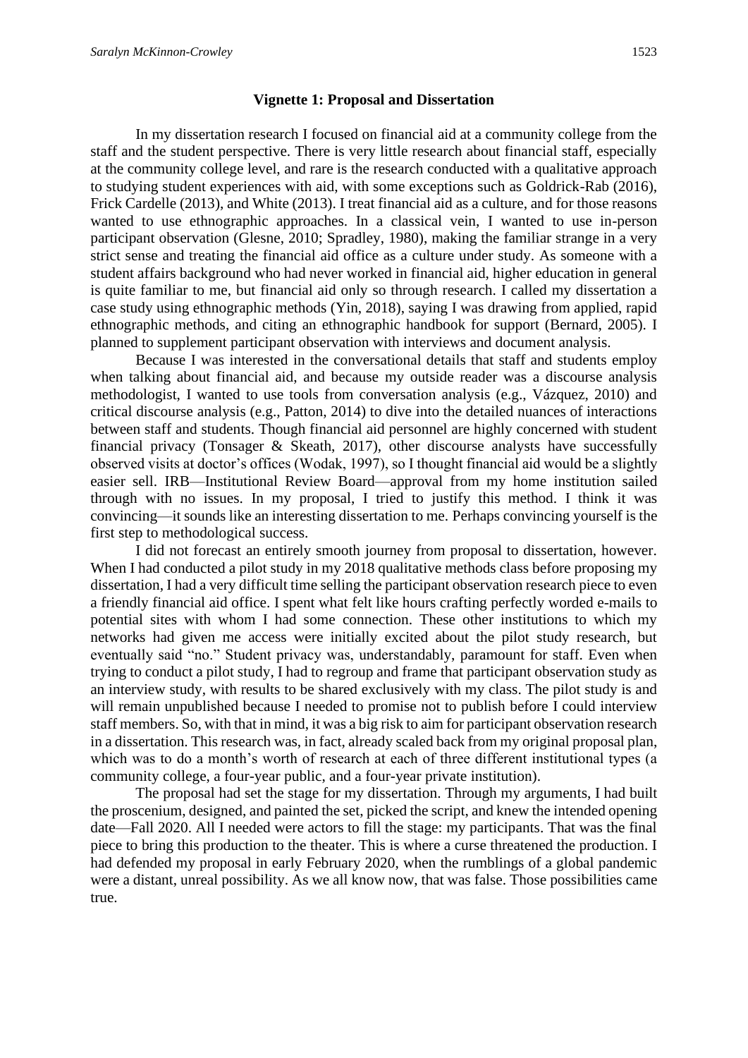### Vignette 1: Proposal and Dissertation

In my dissertation research I focused on financial aid at a community college from the staff and the student perspective. There is very little research about financial staff, especially at the community college level, and rare is the research conducted with a qualitative approach to studying student experiences with aid, with some exceptions such as Goldrick-Rab (2016), Frick Cardelle (2013), and White (2013). I treat financial aid as a culture, and for those reasons wanted to use ethnographic approaches. In a classical vein, I wanted to use in-person participant observation (Glesne, 2010; Spradley, 1980), making the familiar strange in a very strict sense and treating the financial aid office as a culture under study. As someone with a student affairs background who had never worked in financial aid, higher education in general is quite familiar to me, but financial aid only so through research. I called my dissertation a case study using ethnographic methods (Yin, 2018), saying I was drawing from applied, rapid ethnographic methods, and citing an ethnographic handbook for support (Bernard, 2005). I planned to supplement participant observation with interviews and document analysis.

Because I was interested in the conversational details that staff and students employ when talking about financial aid, and because my outside reader was a discourse analysis methodologist, I wanted to use tools from conversation analysis (e.g., Vázquez, 2010) and critical discourse analysis (e.g., Patton, 2014) to dive into the detailed nuances of interactions between staff and students. Though financial aid personnel are highly concerned with student financial privacy (Tonsager & Skeath, 2017), other discourse analysts have successfully observed visits at doctor's offices (Wodak, 1997), so I thought financial aid would be a slightly easier sell. IRB—Institutional Review Board—approval from my home institution sailed through with no issues. In my proposal, I tried to justify this method. I think it was convincing—it sounds like an interesting dissertation to me. Perhaps convincing yourself is the first step to methodological success.

I did not forecast an entirely smooth journey from proposal to dissertation, however. When I had conducted a pilot study in my 2018 qualitative methods class before proposing my dissertation, I had a very difficult time selling the participant observation research piece to even a friendly financial aid office. I spent what felt like hours crafting perfectly worded e-mails to potential sites with whom I had some connection. These other institutions to which my networks had given me access were initially excited about the pilot study research, but eventually said "no." Student privacy was, understandably, paramount for staff. Even when trying to conduct a pilot study, I had to regroup and frame that participant observation study as an interview study, with results to be shared exclusively with my class. The pilot study is and will remain unpublished because I needed to promise not to publish before I could interview staff members. So, with that in mind, it was a big risk to aim for participant observation research in a dissertation. This research was, in fact, already scaled back from my original proposal plan, which was to do a month's worth of research at each of three different institutional types (a community college, a four-year public, and a four-year private institution).

The proposal had set the stage for my dissertation. Through my arguments, I had built the proscenium, designed, and painted the set, picked the script, and knew the intended opening date—Fall 2020. All I needed were actors to fill the stage: my participants. That was the final piece to bring this production to the theater. This is where a curse threatened the production. I had defended my proposal in early February 2020, when the rumblings of a global pandemic were a distant, unreal possibility. As we all know now, that was false. Those possibilities came true.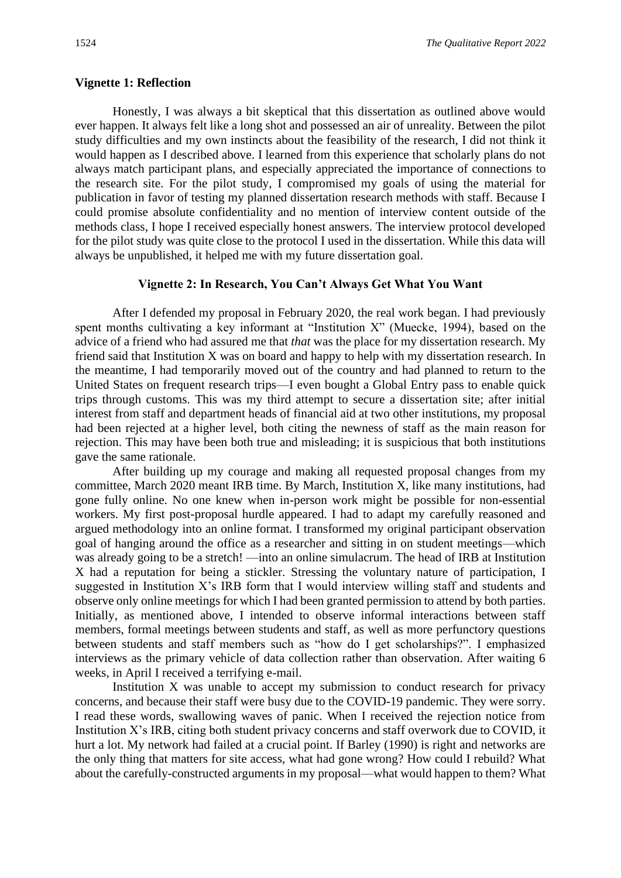**Vignette 1: Reflection**

Honestly, I was always a bit skeptical that this dissertation as outlined above would ever happen. It always felt like a long shot and possessed an air of unreality. Between the pilot study difficulties and my own instincts about the feasibility of the research, I did not think it would happen as I described above. I learned from this experience that scholarly plans do not always match participant plans, and especially appreciated the importance of connections to the research site. For the pilot study, I compromised my goals of using the material for publication in favor of testing my planned dissertation research methods with staff. Because I could promise absolute confidentiality and no mention of interview content outside of the methods class, I hope I received especially honest answers. The interview protocol developed for the pilot study was quite close to the protocol I used in the dissertation. While this data will always be unpublished, it helped me with my future dissertation goal.

**Vignette 2: In Research, You Can't Always Get What You Want**

After I defended my proposal in February 2020, the real work began. I had previously spent months cultivating a key informant at "Institution X" (Muecke, 1994), based on the advice of a friend who had assured me that *that* was the place for my dissertation research. My friend said that Institution X was on board and happy to help with my dissertation research. In the meantime, I had temporarily moved out of the country and had planned to return to the United States on frequent research trips—I even bought a Global Entry pass to enable quick trips through customs. This was my third attempt to secure a dissertation site; after initial interest from staff and department heads of financial aid at two other institutions, my proposal had been rejected at a higher level, both citing the newness of staff as the main reason for rejection. This may have been both true and misleading; it is suspicious that both institutions gave the same rationale.

After building up my courage and making all requested proposal changes from my committee, March 2020 meant IRB time. By March, Institution X, like many institutions, had gone fully online. No one knew when in-person work might be possible for non-essential workers. My first post-proposal hurdle appeared. I had to adapt my carefully reasoned and argued methodology into an online format. I transformed my original participant observation goal of hanging around the office as a researcher and sitting in on student meetings—which was already going to be a stretch! —into an online simulacrum. The head of IRB at Institution X had a reputation for being a stickler. Stressing the voluntary nature of participation, I suggested in Institution X's IRB form that I would interview willing staff and students and observe only online meetings for which I had been granted permission to attend by both parties. Initially, as mentioned above, I intended to observe informal interactions between staff members, formal meetings between students and staff, as well as more perfunctory questions between students and staff members such as "how do I get scholarships?". I emphasized interviews as the primary vehicle of data collection rather than observation. After waiting 6 weeks, in April I received a terrifying e-mail.

Institution X was unable to accept my submission to conduct research for privacy concerns, and because their staff were busy due to the COVID-19 pandemic. They were sorry. I read these words, swallowing waves of panic. When I received the rejection notice from Institution X's IRB, citing both student privacy concerns and staff overwork due to COVID, it hurt a lot. My network had failed at a crucial point. If Barley (1990) is right and networks are the only thing that matters for site access, what had gone wrong? How could I rebuild? What about the carefully-constructed arguments in my proposal—what would happen to them? What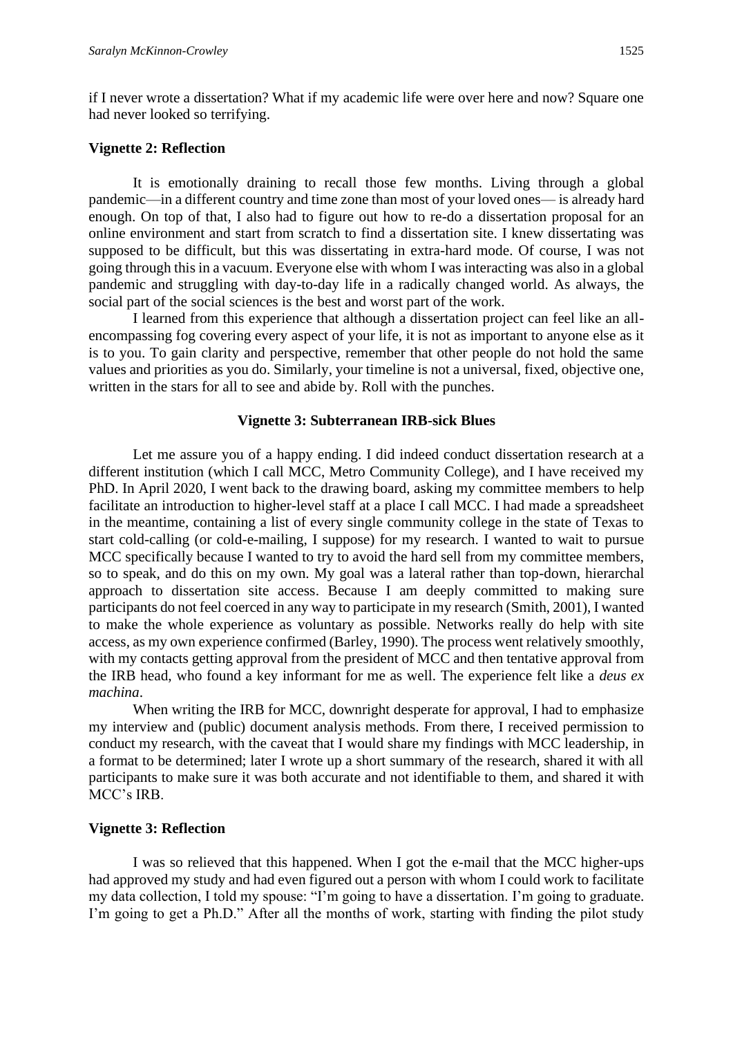if I never wrote a dissertation? What if my academic life were over here and now? Square one had never looked so terrifying.

**Vignette 2: Reflection**

It is emotionally draining to recall those few months. Living through a global pandemic—in a different country and time zone than most of your loved ones— is already hard enough. On top of that, I also had to figure out how to re-do a dissertation proposal for an online environment and start from scratch to find a dissertation site. I knew dissertating was supposed to be difficult, but this was dissertating in extra-hard mode. Of course, I was not going through this in a vacuum. Everyone else with whom I was interacting was also in a global pandemic and struggling with day-to-day life in a radically changed world. As always, the social part of the social sciences is the best and worst part of the work.

I learned from this experience that although a dissertation project can feel like an all-encompassing fog covering every aspect of your life, it is not as important to anyone else as it is to you. To gain clarity and perspective, remember that other people do not hold the same values and priorities as you do. Similarly, your timeline is not a universal, fixed, objective one, written in the stars for all to see and abide by. Roll with the punches.

**Vignette 3: Subterranean IRB-sick Blues**

Let me assure you of a happy ending. I did indeed conduct dissertation research at a different institution (which I call MCC, Metro Community College), and I have received my PhD. In April 2020, I went back to the drawing board, asking my committee members to help facilitate an introduction to higher-level staff at a place I call MCC. I had made a spreadsheet in the meantime, containing a list of every single community college in the state of Texas to start cold-calling (or cold-e-mailing, I suppose) for my research. I wanted to wait to pursue MCC specifically because I wanted to try to avoid the hard sell from my committee members, so to speak, and do this on my own. My goal was a lateral rather than top-down, hierarchal approach to dissertation site access. Because I am deeply committed to making sure participants do not feel coerced in any way to participate in my research (Smith, 2001), I wanted to make the whole experience as voluntary as possible. Networks really do help with site access, as my own experience confirmed (Barley, 1990). The process went relatively smoothly, with my contacts getting approval from the president of MCC and then tentative approval from the IRB head, who found a key informant for me as well. The experience felt like a *deus ex machina*.

When writing the IRB for MCC, downright desperate for approval, I had to emphasize my interview and (public) document analysis methods. From there, I received permission to conduct my research, with the caveat that I would share my findings with MCC leadership, in a format to be determined; later I wrote up a short summary of the research, shared it with all participants to make sure it was both accurate and not identifiable to them, and shared it with MCC's IRB.

**Vignette 3: Reflection**

I was so relieved that this happened. When I got the e-mail that the MCC higher-ups had approved my study and had even figured out a person with whom I could work to facilitate my data collection, I told my spouse: "I'm going to have a dissertation. I'm going to graduate. I'm going to get a Ph.D." After all the months of work, starting with finding the pilot study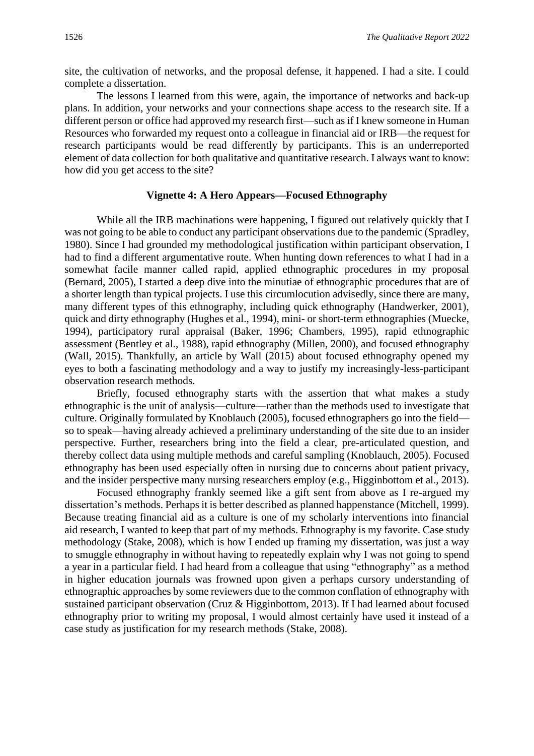site, the cultivation of networks, and the proposal defense, it happened. I had a site. I could complete a dissertation.

The lessons I learned from this were, again, the importance of networks and back-up plans. In addition, your networks and your connections shape access to the research site. If a different person or office had approved my research first—such as if I knew someone in Human Resources who forwarded my request onto a colleague in financial aid or IRB—the request for research participants would be read differently by participants. This is an underreported element of data collection for both qualitative and quantitative research. I always want to know: how did you get access to the site?

### Vignette 4: A Hero Appears—Focused Ethnography

While all the IRB machinations were happening, I figured out relatively quickly that I was not going to be able to conduct any participant observations due to the pandemic (Spradley, 1980). Since I had grounded my methodological justification within participant observation, I had to find a different argumentative route. When hunting down references to what I had in a somewhat facile manner called rapid, applied ethnographic procedures in my proposal (Bernard, 2005), I started a deep dive into the minutiae of ethnographic procedures that are of a shorter length than typical projects. I use this circumlocution advisedly, since there are many, many different types of this ethnography, including quick ethnography (Handwerker, 2001), quick and dirty ethnography (Hughes et al., 1994), mini- or short-term ethnographies (Muecke, 1994), participatory rural appraisal (Baker, 1996; Chambers, 1995), rapid ethnographic assessment (Bentley et al., 1988), rapid ethnography (Millen, 2000), and focused ethnography (Wall, 2015). Thankfully, an article by Wall (2015) about focused ethnography opened my eyes to both a fascinating methodology and a way to justify my increasingly-less-participant observation research methods.

Briefly, focused ethnography starts with the assertion that what makes a study ethnographic is the unit of analysis—culture—rather than the methods used to investigate that culture. Originally formulated by Knoblauch (2005), focused ethnographers go into the field—so to speak—having already achieved a preliminary understanding of the site due to an insider perspective. Further, researchers bring into the field a clear, pre-articulated question, and thereby collect data using multiple methods and careful sampling (Knoblauch, 2005). Focused ethnography has been used especially often in nursing due to concerns about patient privacy, and the insider perspective many nursing researchers employ (e.g., Higginbottom et al., 2013).

Focused ethnography frankly seemed like a gift sent from above as I re-argued my dissertation's methods. Perhaps it is better described as planned happenstance (Mitchell, 1999). Because treating financial aid as a culture is one of my scholarly interventions into financial aid research, I wanted to keep that part of my methods. Ethnography is my favorite. Case study methodology (Stake, 2008), which is how I ended up framing my dissertation, was just a way to smuggle ethnography in without having to repeatedly explain why I was not going to spend a year in a particular field. I had heard from a colleague that using "ethnography" as a method in higher education journals was frowned upon given a perhaps cursory understanding of ethnographic approaches by some reviewers due to the common conflation of ethnography with sustained participant observation (Cruz & Higginbottom, 2013). If I had learned about focused ethnography prior to writing my proposal, I would almost certainly have used it instead of a case study as justification for my research methods (Stake, 2008).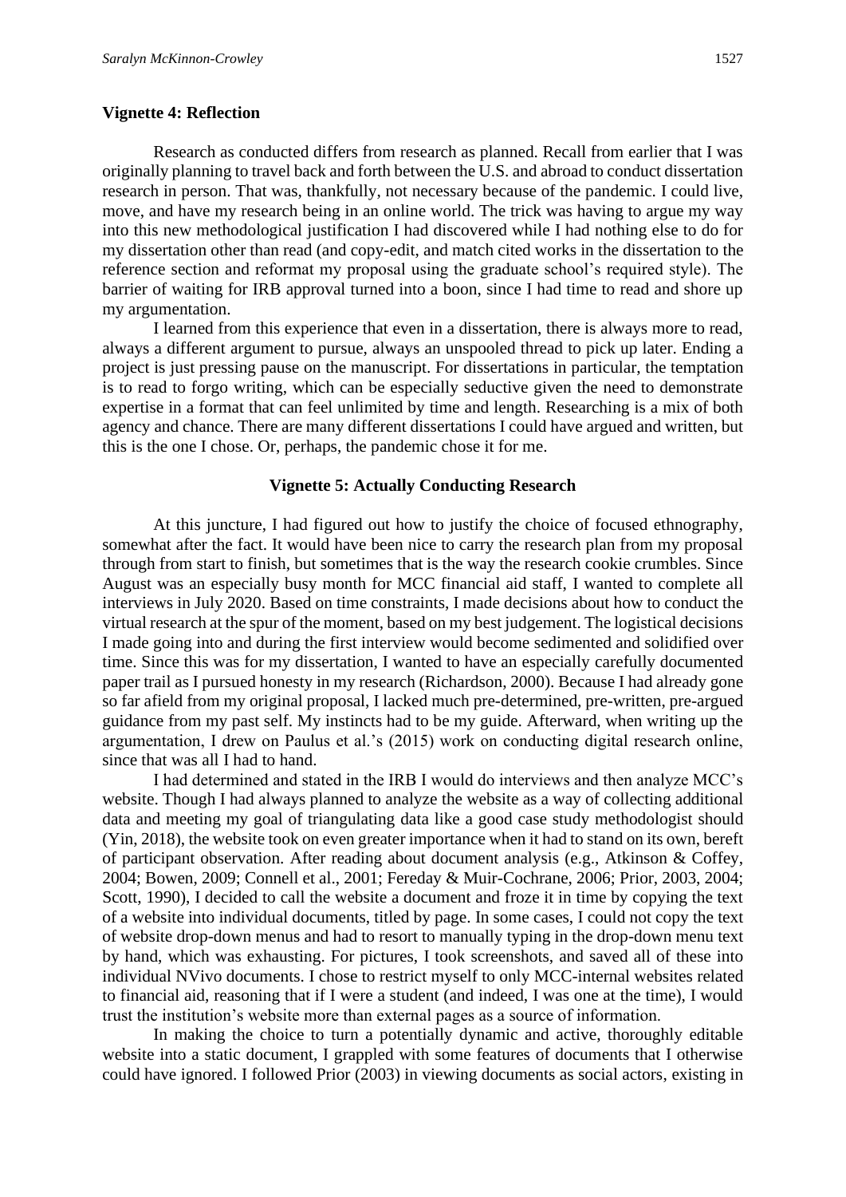### Vignette 4: Reflection

Research as conducted differs from research as planned. Recall from earlier that I was originally planning to travel back and forth between the U.S. and abroad to conduct dissertation research in person. That was, thankfully, not necessary because of the pandemic. I could live, move, and have my research being in an online world. The trick was having to argue my way into this new methodological justification I had discovered while I had nothing else to do for my dissertation other than read (and copy-edit, and match cited works in the dissertation to the reference section and reformat my proposal using the graduate school's required style). The barrier of waiting for IRB approval turned into a boon, since I had time to read and shore up my argumentation.

I learned from this experience that even in a dissertation, there is always more to read, always a different argument to pursue, always an unspooled thread to pick up later. Ending a project is just pressing pause on the manuscript. For dissertations in particular, the temptation is to read to forgo writing, which can be especially seductive given the need to demonstrate expertise in a format that can feel unlimited by time and length. Researching is a mix of both agency and chance. There are many different dissertations I could have argued and written, but this is the one I chose. Or, perhaps, the pandemic chose it for me.

### Vignette 5: Actually Conducting Research

At this juncture, I had figured out how to justify the choice of focused ethnography, somewhat after the fact. It would have been nice to carry the research plan from my proposal through from start to finish, but sometimes that is the way the research cookie crumbles. Since August was an especially busy month for MCC financial aid staff, I wanted to complete all interviews in July 2020. Based on time constraints, I made decisions about how to conduct the virtual research at the spur of the moment, based on my best judgement. The logistical decisions I made going into and during the first interview would become sedimented and solidified over time. Since this was for my dissertation, I wanted to have an especially carefully documented paper trail as I pursued honesty in my research (Richardson, 2000). Because I had already gone so far afield from my original proposal, I lacked much pre-determined, pre-written, pre-argued guidance from my past self. My instincts had to be my guide. Afterward, when writing up the argumentation, I drew on Paulus et al.'s (2015) work on conducting digital research online, since that was all I had to hand.

I had determined and stated in the IRB I would do interviews and then analyze MCC's website. Though I had always planned to analyze the website as a way of collecting additional data and meeting my goal of triangulating data like a good case study methodologist should (Yin, 2018), the website took on even greater importance when it had to stand on its own, bereft of participant observation. After reading about document analysis (e.g., Atkinson & Coffey, 2004; Bowen, 2009; Connell et al., 2001; Fereday & Muir-Cochrane, 2006; Prior, 2003, 2004; Scott, 1990), I decided to call the website a document and froze it in time by copying the text of a website into individual documents, titled by page. In some cases, I could not copy the text of website drop-down menus and had to resort to manually typing in the drop-down menu text by hand, which was exhausting. For pictures, I took screenshots, and saved all of these into individual NVivo documents. I chose to restrict myself to only MCC-internal websites related to financial aid, reasoning that if I were a student (and indeed, I was one at the time), I would trust the institution's website more than external pages as a source of information.

In making the choice to turn a potentially dynamic and active, thoroughly editable website into a static document, I grappled with some features of documents that I otherwise could have ignored. I followed Prior (2003) in viewing documents as social actors, existing in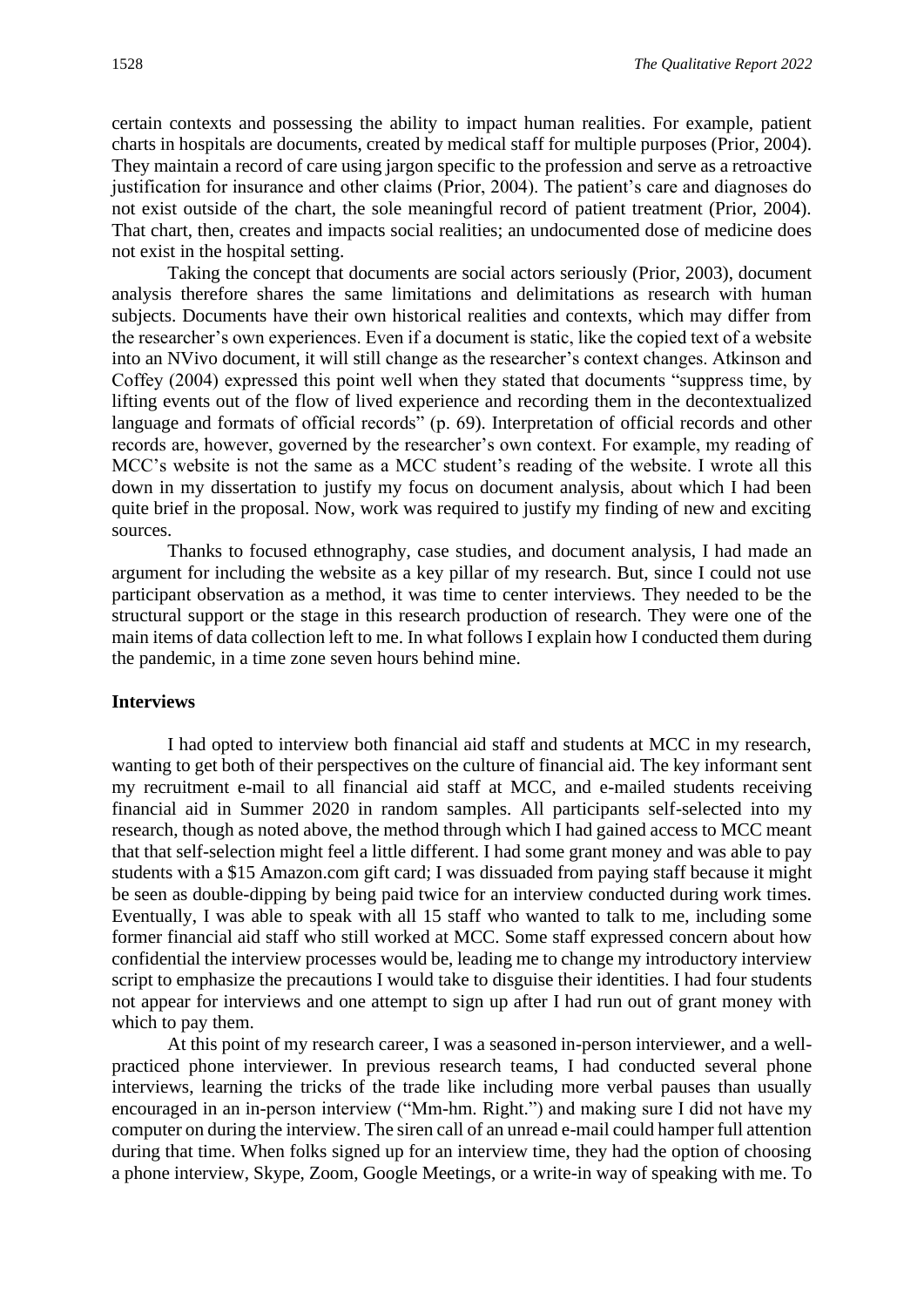certain contexts and possessing the ability to impact human realities. For example, patient charts in hospitals are documents, created by medical staff for multiple purposes (Prior, 2004). They maintain a record of care using jargon specific to the profession and serve as a retroactive justification for insurance and other claims (Prior, 2004). The patient's care and diagnoses do not exist outside of the chart, the sole meaningful record of patient treatment (Prior, 2004). That chart, then, creates and impacts social realities; an undocumented dose of medicine does not exist in the hospital setting.

Taking the concept that documents are social actors seriously (Prior, 2003), document analysis therefore shares the same limitations and delimitations as research with human subjects. Documents have their own historical realities and contexts, which may differ from the researcher's own experiences. Even if a document is static, like the copied text of a website into an NVivo document, it will still change as the researcher's context changes. Atkinson and Coffey (2004) expressed this point well when they stated that documents "suppress time, by lifting events out of the flow of lived experience and recording them in the decontextualized language and formats of official records" (p. 69). Interpretation of official records and other records are, however, governed by the researcher's own context. For example, my reading of MCC's website is not the same as a MCC student's reading of the website. I wrote all this down in my dissertation to justify my focus on document analysis, about which I had been quite brief in the proposal. Now, work was required to justify my finding of new and exciting sources.

Thanks to focused ethnography, case studies, and document analysis, I had made an argument for including the website as a key pillar of my research. But, since I could not use participant observation as a method, it was time to center interviews. They needed to be the structural support or the stage in this research production of research. They were one of the main items of data collection left to me. In what follows I explain how I conducted them during the pandemic, in a time zone seven hours behind mine.

## Interviews

I had opted to interview both financial aid staff and students at MCC in my research, wanting to get both of their perspectives on the culture of financial aid. The key informant sent my recruitment e-mail to all financial aid staff at MCC, and e-mailed students receiving financial aid in Summer 2020 in random samples. All participants self-selected into my research, though as noted above, the method through which I had gained access to MCC meant that that self-selection might feel a little different. I had some grant money and was able to pay students with a $15 Amazon.com gift card; I was dissuaded from paying staff because it might be seen as double-dipping by being paid twice for an interview conducted during work times. Eventually, I was able to speak with all 15 staff who wanted to talk to me, including some former financial aid staff who still worked at MCC. Some staff expressed concern about how confidential the interview processes would be, leading me to change my introductory interview script to emphasize the precautions I would take to disguise their identities. I had four students not appear for interviews and one attempt to sign up after I had run out of grant money with which to pay them.

At this point of my research career, I was a seasoned in-person interviewer, and a well-practiced phone interviewer. In previous research teams, I had conducted several phone interviews, learning the tricks of the trade like including more verbal pauses than usually encouraged in an in-person interview ("Mm-hm. Right.") and making sure I did not have my computer on during the interview. The siren call of an unread e-mail could hamper full attention during that time. When folks signed up for an interview time, they had the option of choosing a phone interview, Skype, Zoom, Google Meetings, or a write-in way of speaking with me. To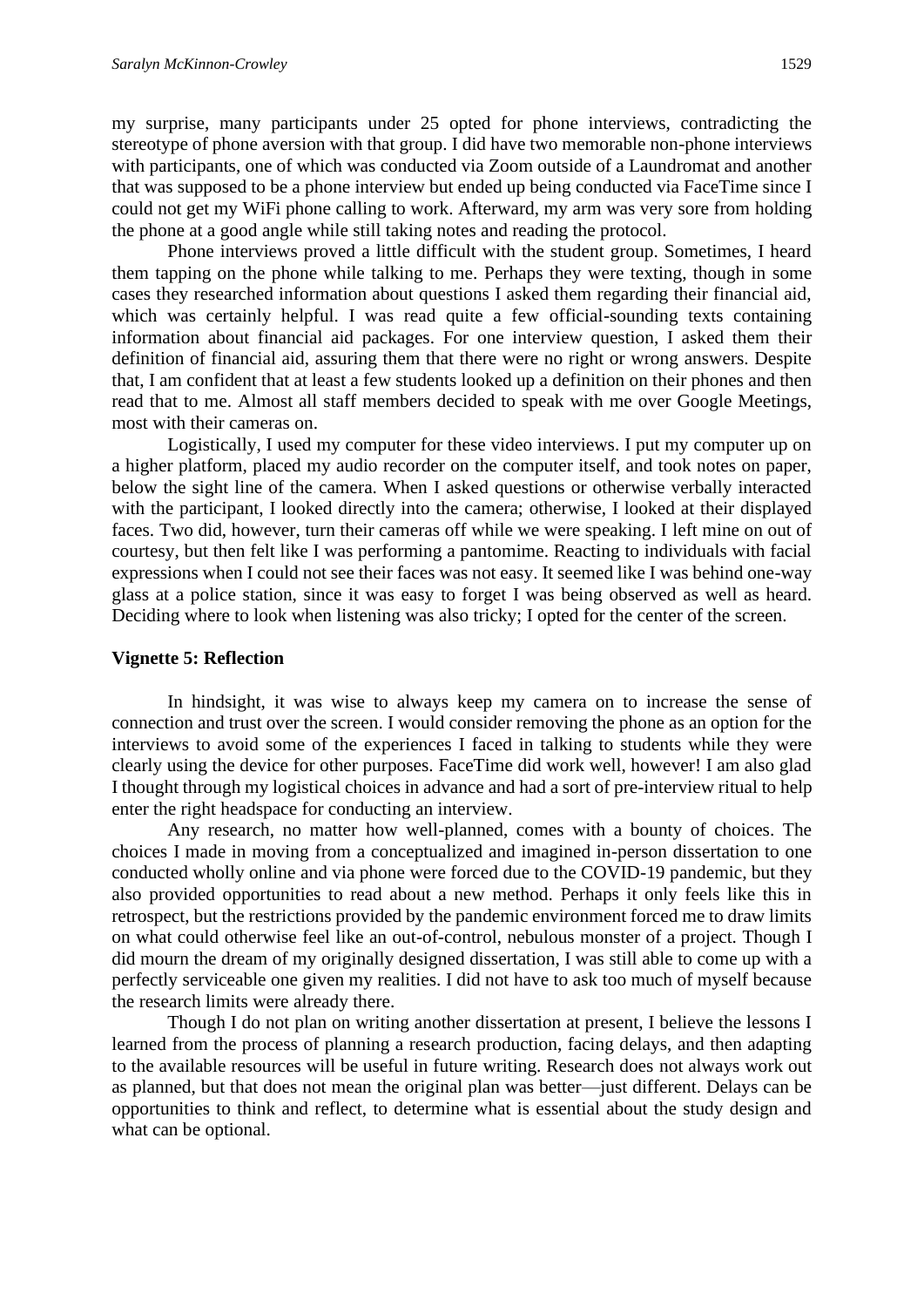my surprise, many participants under 25 opted for phone interviews, contradicting the stereotype of phone aversion with that group. I did have two memorable non-phone interviews with participants, one of which was conducted via Zoom outside of a Laundromat and another that was supposed to be a phone interview but ended up being conducted via FaceTime since I could not get my WiFi phone calling to work. Afterward, my arm was very sore from holding the phone at a good angle while still taking notes and reading the protocol.

Phone interviews proved a little difficult with the student group. Sometimes, I heard them tapping on the phone while talking to me. Perhaps they were texting, though in some cases they researched information about questions I asked them regarding their financial aid, which was certainly helpful. I was read quite a few official-sounding texts containing information about financial aid packages. For one interview question, I asked them their definition of financial aid, assuring them that there were no right or wrong answers. Despite that, I am confident that at least a few students looked up a definition on their phones and then read that to me. Almost all staff members decided to speak with me over Google Meetings, most with their cameras on.

Logistically, I used my computer for these video interviews. I put my computer up on a higher platform, placed my audio recorder on the computer itself, and took notes on paper, below the sight line of the camera. When I asked questions or otherwise verbally interacted with the participant, I looked directly into the camera; otherwise, I looked at their displayed faces. Two did, however, turn their cameras off while we were speaking. I left mine on out of courtesy, but then felt like I was performing a pantomime. Reacting to individuals with facial expressions when I could not see their faces was not easy. It seemed like I was behind one-way glass at a police station, since it was easy to forget I was being observed as well as heard. Deciding where to look when listening was also tricky; I opted for the center of the screen.

### Vignette 5: Reflection

In hindsight, it was wise to always keep my camera on to increase the sense of connection and trust over the screen. I would consider removing the phone as an option for the interviews to avoid some of the experiences I faced in talking to students while they were clearly using the device for other purposes. FaceTime did work well, however! I am also glad I thought through my logistical choices in advance and had a sort of pre-interview ritual to help enter the right headspace for conducting an interview.

Any research, no matter how well-planned, comes with a bounty of choices. The choices I made in moving from a conceptualized and imagined in-person dissertation to one conducted wholly online and via phone were forced due to the COVID-19 pandemic, but they also provided opportunities to read about a new method. Perhaps it only feels like this in retrospect, but the restrictions provided by the pandemic environment forced me to draw limits on what could otherwise feel like an out-of-control, nebulous monster of a project. Though I did mourn the dream of my originally designed dissertation, I was still able to come up with a perfectly serviceable one given my realities. I did not have to ask too much of myself because the research limits were already there.

Though I do not plan on writing another dissertation at present, I believe the lessons I learned from the process of planning a research production, facing delays, and then adapting to the available resources will be useful in future writing. Research does not always work out as planned, but that does not mean the original plan was better—just different. Delays can be opportunities to think and reflect, to determine what is essential about the study design and what can be optional.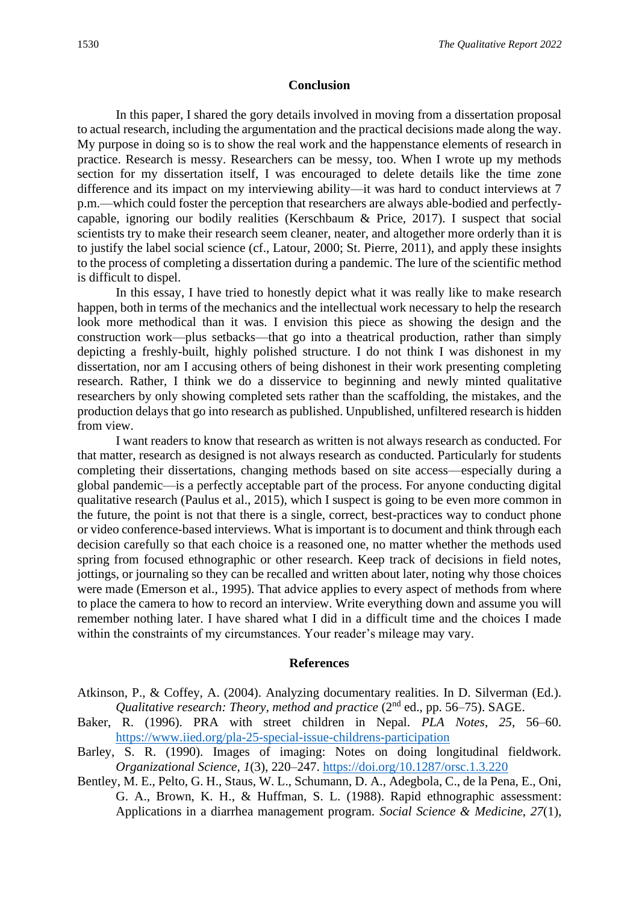## Conclusion

In this paper, I shared the gory details involved in moving from a dissertation proposal to actual research, including the argumentation and the practical decisions made along the way. My purpose in doing so is to show the real work and the happenstance elements of research in practice. Research is messy. Researchers can be messy, too. When I wrote up my methods section for my dissertation itself, I was encouraged to delete details like the time zone difference and its impact on my interviewing ability—it was hard to conduct interviews at 7 p.m.—which could foster the perception that researchers are always able-bodied and perfectly-capable, ignoring our bodily realities (Kerschbaum & Price, 2017). I suspect that social scientists try to make their research seem cleaner, neater, and altogether more orderly than it is to justify the label social science (cf., Latour, 2000; St. Pierre, 2011), and apply these insights to the process of completing a dissertation during a pandemic. The lure of the scientific method is difficult to dispel.

In this essay, I have tried to honestly depict what it was really like to make research happen, both in terms of the mechanics and the intellectual work necessary to help the research look more methodical than it was. I envision this piece as showing the design and the construction work—plus setbacks—that go into a theatrical production, rather than simply depicting a freshly-built, highly polished structure. I do not think I was dishonest in my dissertation, nor am I accusing others of being dishonest in their work presenting completing research. Rather, I think we do a disservice to beginning and newly minted qualitative researchers by only showing completed sets rather than the scaffolding, the mistakes, and the production delays that go into research as published. Unpublished, unfiltered research is hidden from view.

I want readers to know that research as written is not always research as conducted. For that matter, research as designed is not always research as conducted. Particularly for students completing their dissertations, changing methods based on site access—especially during a global pandemic—is a perfectly acceptable part of the process. For anyone conducting digital qualitative research (Paulus et al., 2015), which I suspect is going to be even more common in the future, the point is not that there is a single, correct, best-practices way to conduct phone or video conference-based interviews. What is important is to document and think through each decision carefully so that each choice is a reasoned one, no matter whether the methods used spring from focused ethnographic or other research. Keep track of decisions in field notes, jottings, or journaling so they can be recalled and written about later, noting why those choices were made (Emerson et al., 1995). That advice applies to every aspect of methods from where to place the camera to how to record an interview. Write everything down and assume you will remember nothing later. I have shared what I did in a difficult time and the choices I made within the constraints of my circumstances. Your reader's mileage may vary.

## References

Atkinson, P., & Coffey, A. (2004). Analyzing documentary realities. In D. Silverman (Ed.). *Qualitative research: Theory, method and practice* (2nd ed., pp. 56–75). SAGE.

Baker, R. (1996). PRA with street children in Nepal. *PLA Notes*, *25*, 56–60. https://www.iied.org/pla-25-special-issue-childrens-participation

Barley, S. R. (1990). Images of imaging: Notes on doing longitudinal fieldwork. *Organizational Science*, *1*(3), 220–247. https://doi.org/10.1287/orsc.1.3.220

Bentley, M. E., Pelto, G. H., Staus, W. L., Schumann, D. A., Adegbola, C., de la Pena, E., Oni, G. A., Brown, K. H., & Huffman, S. L. (1988). Rapid ethnographic assessment: Applications in a diarrhea management program. *Social Science & Medicine*, *27*(1),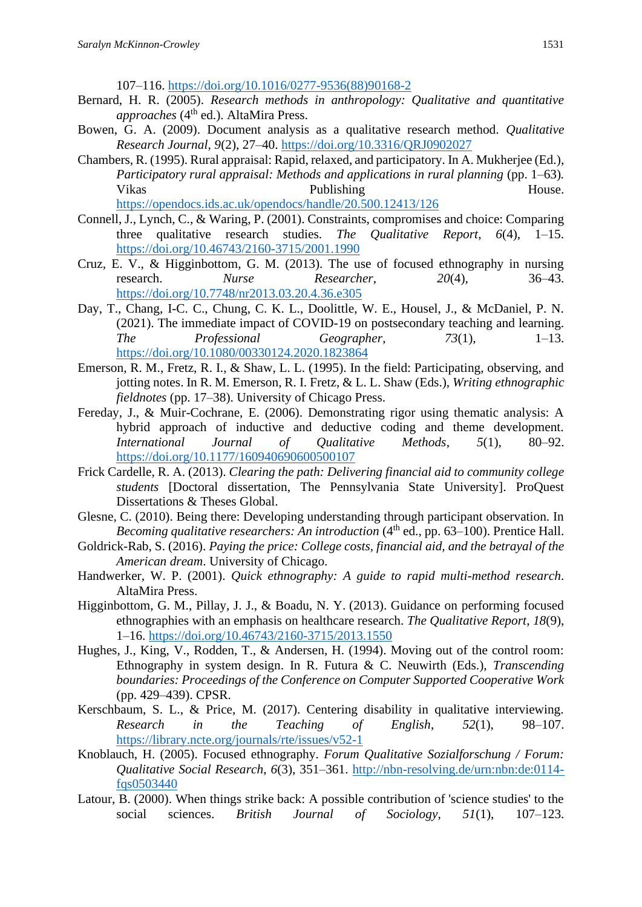107–116. https://doi.org/10.1016/0277-9536(88)90168-2

Bernard, H. R. (2005). *Research methods in anthropology: Qualitative and quantitative approaches* (4th ed.). AltaMira Press.

Bowen, G. A. (2009). Document analysis as a qualitative research method. *Qualitative Research Journal*, *9*(2), 27–40. https://doi.org/10.3316/QRJ0902027

Chambers, R. (1995). Rural appraisal: Rapid, relaxed, and participatory. In A. Mukherjee (Ed.), *Participatory rural appraisal: Methods and applications in rural planning* (pp. 1–63). Vikas Publishing House. https://opendocs.ids.ac.uk/opendocs/handle/20.500.12413/126

Connell, J., Lynch, C., & Waring, P. (2001). Constraints, compromises and choice: Comparing three qualitative research studies. *The Qualitative Report*, *6*(4), 1–15. https://doi.org/10.46743/2160-3715/2001.1990

Cruz, E. V., & Higginbottom, G. M. (2013). The use of focused ethnography in nursing research. *Nurse Researcher*, *20*(4), 36–43. https://doi.org/10.7748/nr2013.03.20.4.36.e305

Day, T., Chang, I-C. C., Chung, C. K. L., Doolittle, W. E., Housel, J., & McDaniel, P. N. (2021). The immediate impact of COVID-19 on postsecondary teaching and learning. *The Professional Geographer*, *73*(1), 1–13. https://doi.org/10.1080/00330124.2020.1823864

Emerson, R. M., Fretz, R. I., & Shaw, L. L. (1995). In the field: Participating, observing, and jotting notes. In R. M. Emerson, R. I. Fretz, & L. L. Shaw (Eds.), *Writing ethnographic fieldnotes* (pp. 17–38). University of Chicago Press.

Fereday, J., & Muir-Cochrane, E. (2006). Demonstrating rigor using thematic analysis: A hybrid approach of inductive and deductive coding and theme development. *International Journal of Qualitative Methods*, *5*(1), 80–92. https://doi.org/10.1177/160940690600500107

Frick Cardelle, R. A. (2013). *Clearing the path: Delivering financial aid to community college students* [Doctoral dissertation, The Pennsylvania State University]. ProQuest Dissertations & Theses Global.

Glesne, C. (2010). Being there: Developing understanding through participant observation. In *Becoming qualitative researchers: An introduction* (4th ed., pp. 63–100). Prentice Hall.

Goldrick-Rab, S. (2016). *Paying the price: College costs, financial aid, and the betrayal of the American dream*. University of Chicago.

Handwerker, W. P. (2001). *Quick ethnography: A guide to rapid multi-method research*. AltaMira Press.

Higginbottom, G. M., Pillay, J. J., & Boadu, N. Y. (2013). Guidance on performing focused ethnographies with an emphasis on healthcare research. *The Qualitative Report*, *18*(9), 1–16. https://doi.org/10.46743/2160-3715/2013.1550

Hughes, J., King, V., Rodden, T., & Andersen, H. (1994). Moving out of the control room: Ethnography in system design. In R. Futura & C. Neuwirth (Eds.), *Transcending boundaries: Proceedings of the Conference on Computer Supported Cooperative Work* (pp. 429–439). CPSR.

Kerschbaum, S. L., & Price, M. (2017). Centering disability in qualitative interviewing. *Research in the Teaching of English*, *52*(1), 98–107. https://library.ncte.org/journals/rte/issues/v52-1

Knoblauch, H. (2005). Focused ethnography. *Forum Qualitative Sozialforschung / Forum: Qualitative Social Research*, *6*(3), 351–361. http://nbn-resolving.de/urn:nbn:de:0114-fqs0503440

Latour, B. (2000). When things strike back: A possible contribution of 'science studies' to the social sciences. *British Journal of Sociology*, *51*(1), 107–123.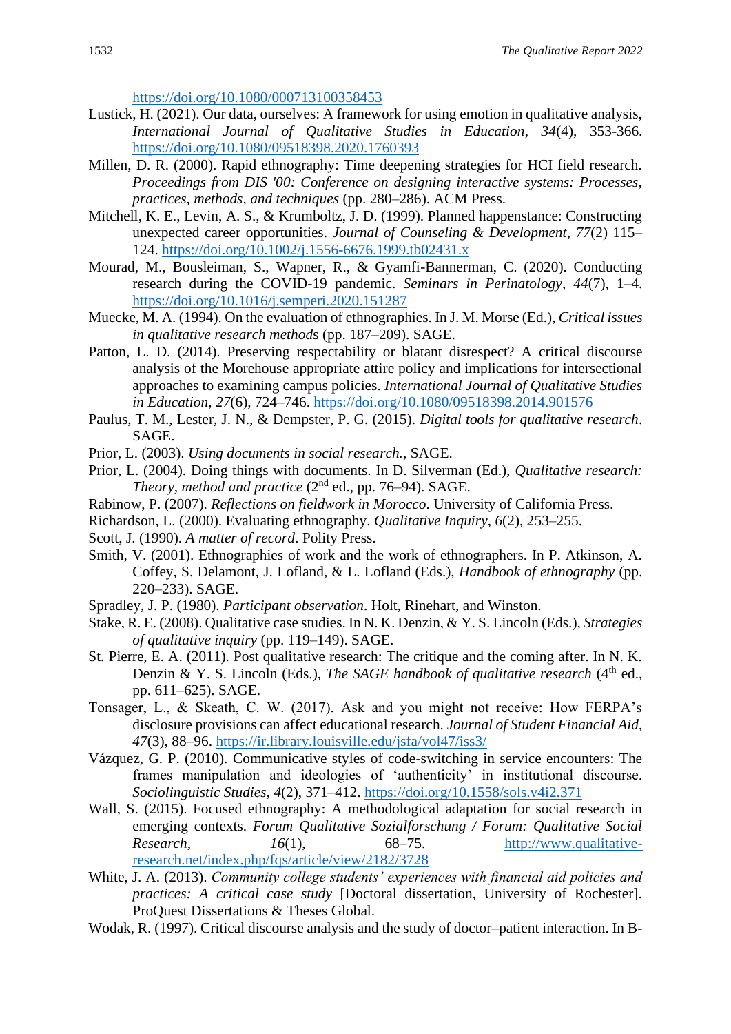https://doi.org/10.1080/000713100358453

Lustick, H. (2021). Our data, ourselves: A framework for using emotion in qualitative analysis, *International Journal of Qualitative Studies in Education*, *34*(4), 353-366. https://doi.org/10.1080/09518398.2020.1760393

Millen, D. R. (2000). Rapid ethnography: Time deepening strategies for HCI field research. *Proceedings from DIS '00: Conference on designing interactive systems: Processes, practices, methods, and techniques* (pp. 280–286). ACM Press.

Mitchell, K. E., Levin, A. S., & Krumboltz, J. D. (1999). Planned happenstance: Constructing unexpected career opportunities. *Journal of Counseling & Development*, *77*(2) 115–124. https://doi.org/10.1002/j.1556-6676.1999.tb02431.x

Mourad, M., Bousleiman, S., Wapner, R., & Gyamfi-Bannerman, C. (2020). Conducting research during the COVID-19 pandemic. *Seminars in Perinatology*, *44*(7), 1–4. https://doi.org/10.1016/j.semperi.2020.151287

Muecke, M. A. (1994). On the evaluation of ethnographies. In J. M. Morse (Ed.), *Critical issues in qualitative research methods* (pp. 187–209). SAGE.

Patton, L. D. (2014). Preserving respectability or blatant disrespect? A critical discourse analysis of the Morehouse appropriate attire policy and implications for intersectional approaches to examining campus policies. *International Journal of Qualitative Studies in Education*, *27*(6), 724–746. https://doi.org/10.1080/09518398.2014.901576

Paulus, T. M., Lester, J. N., & Dempster, P. G. (2015). *Digital tools for qualitative research*. SAGE.

Prior, L. (2003). *Using documents in social research.*, SAGE.

Prior, L. (2004). Doing things with documents. In D. Silverman (Ed.), *Qualitative research: Theory, method and practice* (2nd ed., pp. 76–94). SAGE.

Rabinow, P. (2007). *Reflections on fieldwork in Morocco*. University of California Press.

Richardson, L. (2000). Evaluating ethnography. *Qualitative Inquiry*, *6*(2), 253–255.

Scott, J. (1990). *A matter of record*. Polity Press.

Smith, V. (2001). Ethnographies of work and the work of ethnographers. In P. Atkinson, A. Coffey, S. Delamont, J. Lofland, & L. Lofland (Eds.), *Handbook of ethnography* (pp. 220–233). SAGE.

Spradley, J. P. (1980). *Participant observation*. Holt, Rinehart, and Winston.

Stake, R. E. (2008). Qualitative case studies. In N. K. Denzin, & Y. S. Lincoln (Eds.), *Strategies of qualitative inquiry* (pp. 119–149). SAGE.

St. Pierre, E. A. (2011). Post qualitative research: The critique and the coming after. In N. K. Denzin & Y. S. Lincoln (Eds.), *The SAGE handbook of qualitative research* (4th ed., pp. 611–625). SAGE.

Tonsager, L., & Skeath, C. W. (2017). Ask and you might not receive: How FERPA's disclosure provisions can affect educational research. *Journal of Student Financial Aid*, *47*(3), 88–96. https://ir.library.louisville.edu/jsfa/vol47/iss3/

Vázquez, G. P. (2010). Communicative styles of code-switching in service encounters: The frames manipulation and ideologies of 'authenticity' in institutional discourse. *Sociolinguistic Studies*, *4*(2), 371–412. https://doi.org/10.1558/sols.v4i2.371

Wall, S. (2015). Focused ethnography: A methodological adaptation for social research in emerging contexts. *Forum Qualitative Sozialforschung / Forum: Qualitative Social Research*, *16*(1), 68–75. http://www.qualitative-research.net/index.php/fqs/article/view/2182/3728

White, J. A. (2013). *Community college students' experiences with financial aid policies and practices: A critical case study* [Doctoral dissertation, University of Rochester]. ProQuest Dissertations & Theses Global.

Wodak, R. (1997). Critical discourse analysis and the study of doctor–patient interaction. In B-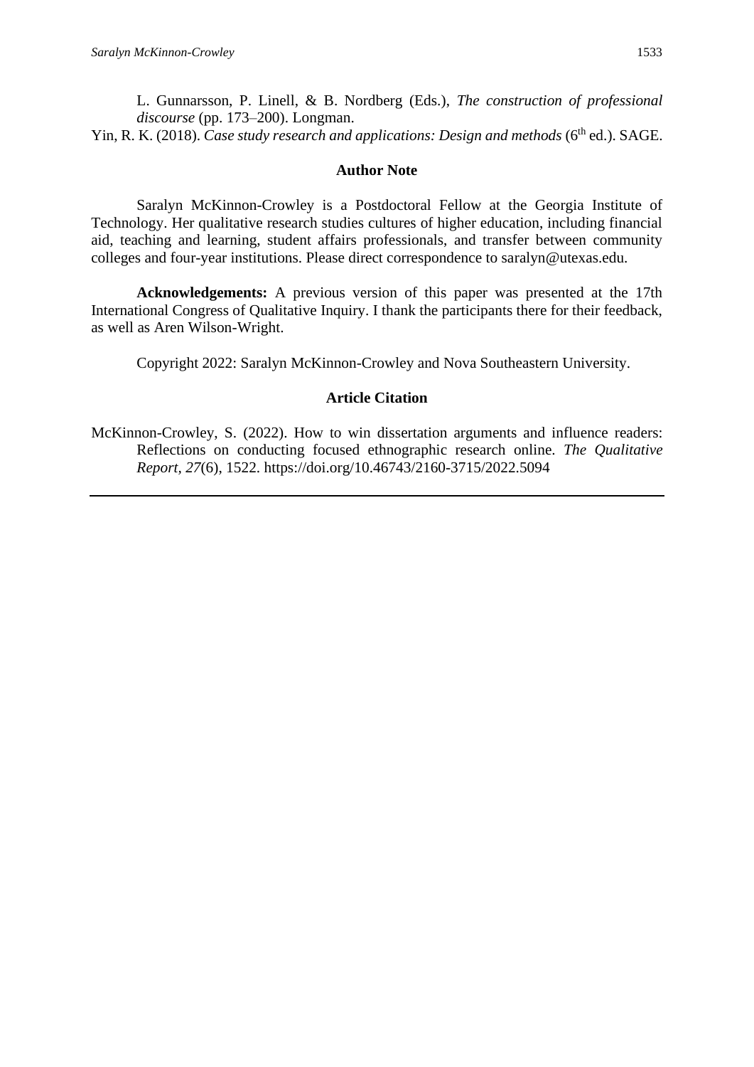L. Gunnarsson, P. Linell, & B. Nordberg (Eds.), *The construction of professional discourse* (pp. 173–200). Longman.

Yin, R. K. (2018). *Case study research and applications: Design and methods* (6th ed.). SAGE.

## Author Note

Saralyn McKinnon-Crowley is a Postdoctoral Fellow at the Georgia Institute of Technology. Her qualitative research studies cultures of higher education, including financial aid, teaching and learning, student affairs professionals, and transfer between community colleges and four-year institutions. Please direct correspondence to saralyn@utexas.edu.

**Acknowledgements:** A previous version of this paper was presented at the 17th International Congress of Qualitative Inquiry. I thank the participants there for their feedback, as well as Aren Wilson-Wright.

Copyright 2022: Saralyn McKinnon-Crowley and Nova Southeastern University.

## Article Citation

McKinnon-Crowley, S. (2022). How to win dissertation arguments and influence readers: Reflections on conducting focused ethnographic research online. *The Qualitative Report, 27*(6), 1522. https://doi.org/10.46743/2160-3715/2022.5094